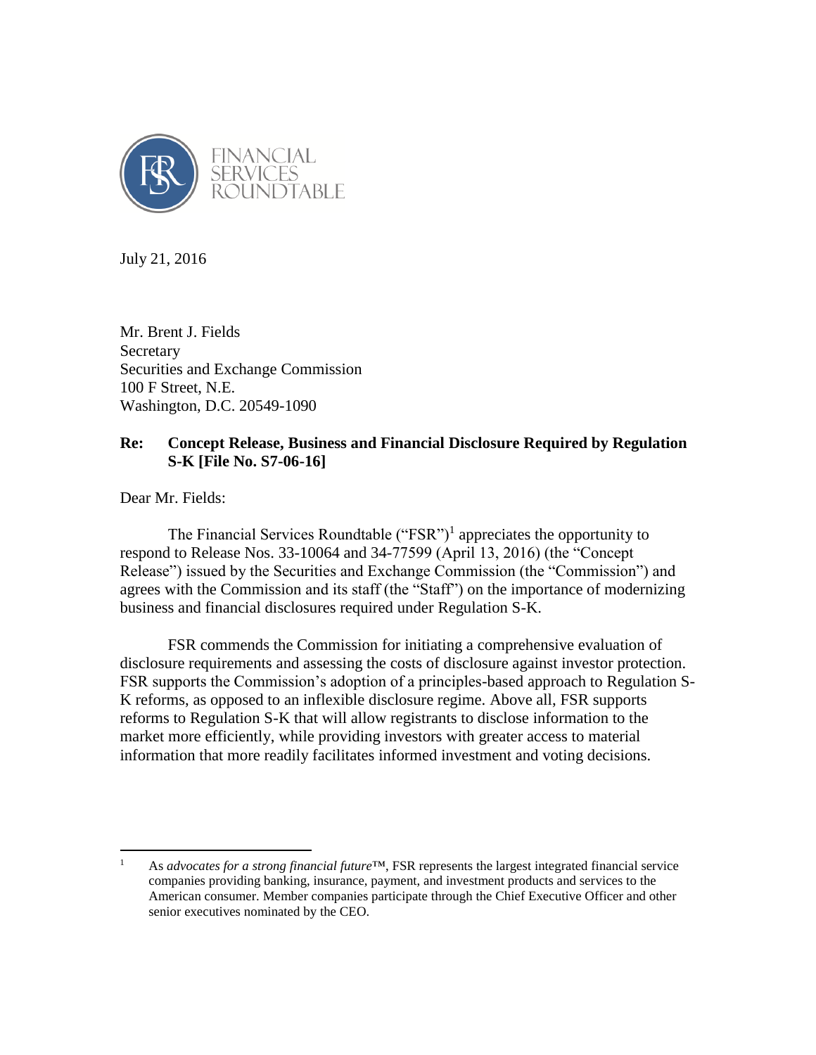FINANCIAL SERVICES ROUNDTABLE

July 21, 2016

Mr. Brent J. Fields
Secretary
Securities and Exchange Commission
100 F Street, N.E.
Washington, D.C. 20549-1090

**Re: Concept Release, Business and Financial Disclosure Required by Regulation S-K [File No. S7-06-16]**

Dear Mr. Fields:

The Financial Services Roundtable ("FSR")[1] appreciates the opportunity to respond to Release Nos. 33-10064 and 34-77599 (April 13, 2016) (the "Concept Release") issued by the Securities and Exchange Commission (the "Commission") and agrees with the Commission and its staff (the "Staff") on the importance of modernizing business and financial disclosures required under Regulation S-K.

FSR commends the Commission for initiating a comprehensive evaluation of disclosure requirements and assessing the costs of disclosure against investor protection. FSR supports the Commission's adoption of a principles-based approach to Regulation S-K reforms, as opposed to an inflexible disclosure regime. Above all, FSR supports reforms to Regulation S-K that will allow registrants to disclose information to the market more efficiently, while providing investors with greater access to material information that more readily facilitates informed investment and voting decisions.

---

[1] As *advocates for a strong financial future*™, FSR represents the largest integrated financial service companies providing banking, insurance, payment, and investment products and services to the American consumer. Member companies participate through the Chief Executive Officer and other senior executives nominated by the CEO.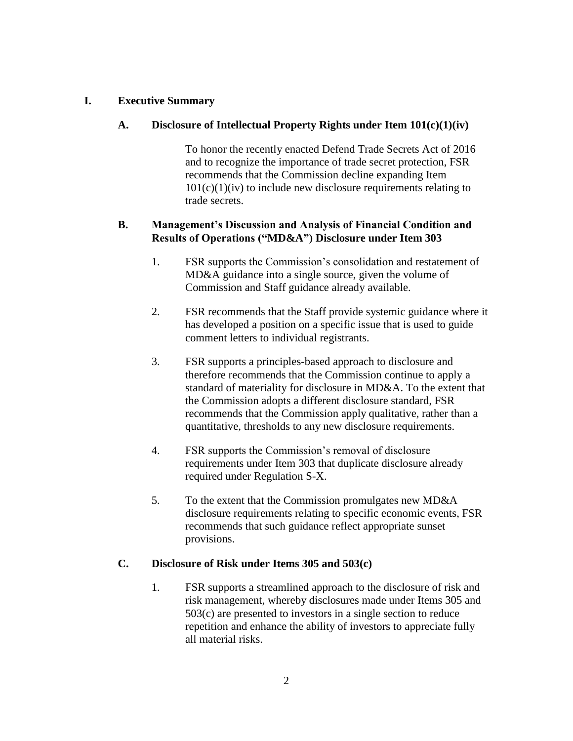# I. Executive Summary

## A. Disclosure of Intellectual Property Rights under Item 101(c)(1)(iv)

To honor the recently enacted Defend Trade Secrets Act of 2016 and to recognize the importance of trade secret protection, FSR recommends that the Commission decline expanding Item 101(c)(1)(iv) to include new disclosure requirements relating to trade secrets.

## B. Management's Discussion and Analysis of Financial Condition and Results of Operations ("MD&A") Disclosure under Item 303

1. FSR supports the Commission's consolidation and restatement of MD&A guidance into a single source, given the volume of Commission and Staff guidance already available.

2. FSR recommends that the Staff provide systemic guidance where it has developed a position on a specific issue that is used to guide comment letters to individual registrants.

3. FSR supports a principles-based approach to disclosure and therefore recommends that the Commission continue to apply a standard of materiality for disclosure in MD&A. To the extent that the Commission adopts a different disclosure standard, FSR recommends that the Commission apply qualitative, rather than a quantitative, thresholds to any new disclosure requirements.

4. FSR supports the Commission's removal of disclosure requirements under Item 303 that duplicate disclosure already required under Regulation S-X.

5. To the extent that the Commission promulgates new MD&A disclosure requirements relating to specific economic events, FSR recommends that such guidance reflect appropriate sunset provisions.

## C. Disclosure of Risk under Items 305 and 503(c)

1. FSR supports a streamlined approach to the disclosure of risk and risk management, whereby disclosures made under Items 305 and 503(c) are presented to investors in a single section to reduce repetition and enhance the ability of investors to appreciate fully all material risks.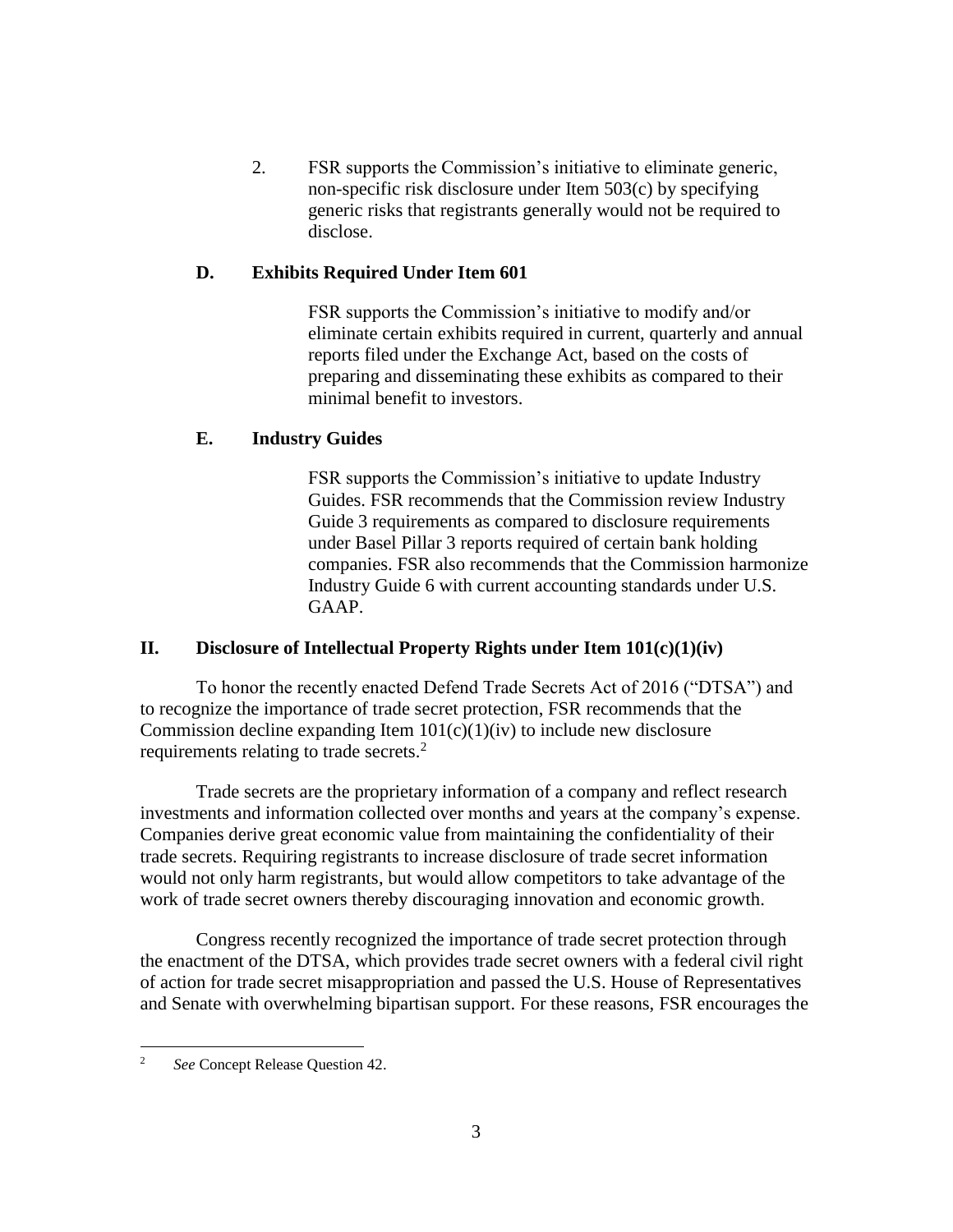2. FSR supports the Commission's initiative to eliminate generic, non-specific risk disclosure under Item 503(c) by specifying generic risks that registrants generally would not be required to disclose.

### D. Exhibits Required Under Item 601

FSR supports the Commission's initiative to modify and/or eliminate certain exhibits required in current, quarterly and annual reports filed under the Exchange Act, based on the costs of preparing and disseminating these exhibits as compared to their minimal benefit to investors.

### E. Industry Guides

FSR supports the Commission's initiative to update Industry Guides. FSR recommends that the Commission review Industry Guide 3 requirements as compared to disclosure requirements under Basel Pillar 3 reports required of certain bank holding companies. FSR also recommends that the Commission harmonize Industry Guide 6 with current accounting standards under U.S. GAAP.

## II. Disclosure of Intellectual Property Rights under Item 101(c)(1)(iv)

To honor the recently enacted Defend Trade Secrets Act of 2016 ("DTSA") and to recognize the importance of trade secret protection, FSR recommends that the Commission decline expanding Item 101(c)(1)(iv) to include new disclosure requirements relating to trade secrets.[2]

Trade secrets are the proprietary information of a company and reflect research investments and information collected over months and years at the company's expense. Companies derive great economic value from maintaining the confidentiality of their trade secrets. Requiring registrants to increase disclosure of trade secret information would not only harm registrants, but would allow competitors to take advantage of the work of trade secret owners thereby discouraging innovation and economic growth.

Congress recently recognized the importance of trade secret protection through the enactment of the DTSA, which provides trade secret owners with a federal civil right of action for trade secret misappropriation and passed the U.S. House of Representatives and Senate with overwhelming bipartisan support. For these reasons, FSR encourages the

[2] *See* Concept Release Question 42.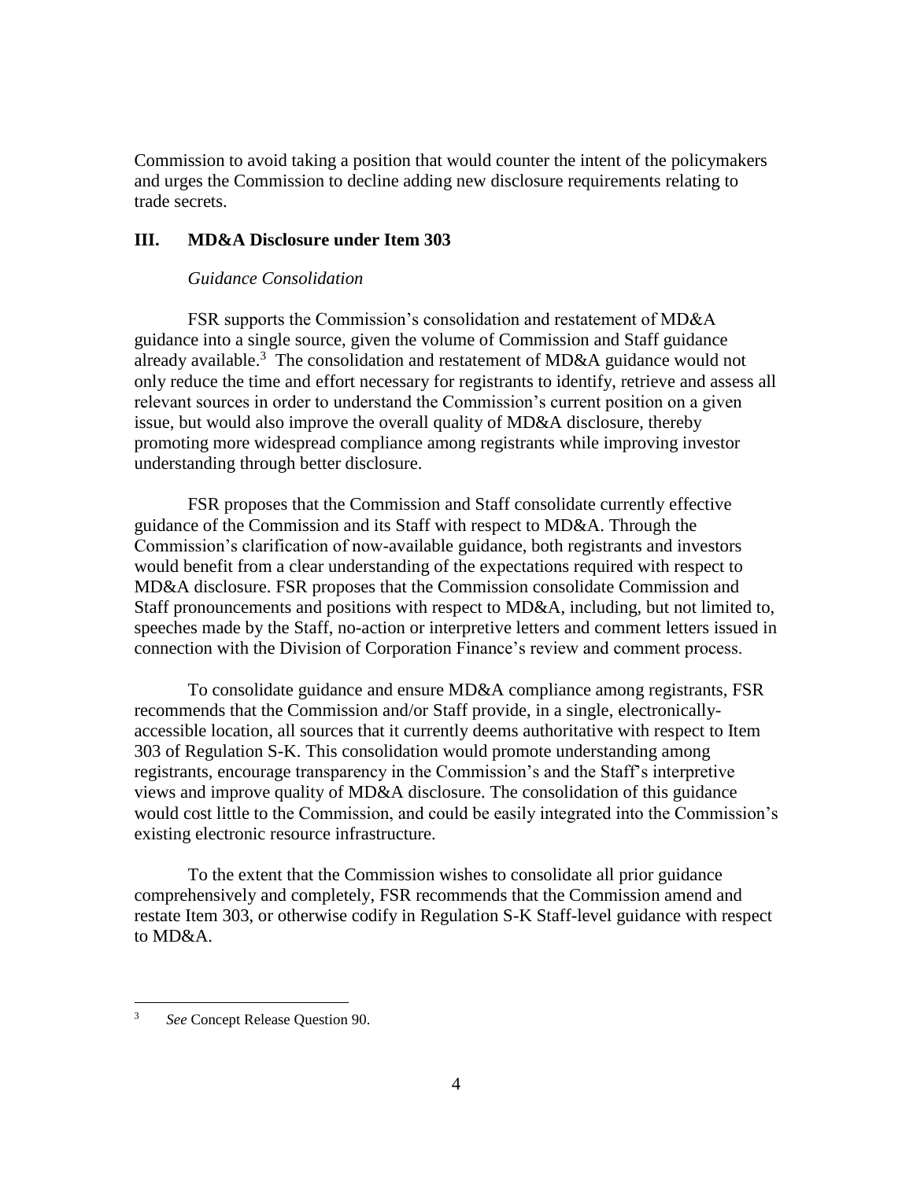Commission to avoid taking a position that would counter the intent of the policymakers and urges the Commission to decline adding new disclosure requirements relating to trade secrets.

## III. MD&A Disclosure under Item 303

*Guidance Consolidation*

FSR supports the Commission's consolidation and restatement of MD&A guidance into a single source, given the volume of Commission and Staff guidance already available.[3] The consolidation and restatement of MD&A guidance would not only reduce the time and effort necessary for registrants to identify, retrieve and assess all relevant sources in order to understand the Commission's current position on a given issue, but would also improve the overall quality of MD&A disclosure, thereby promoting more widespread compliance among registrants while improving investor understanding through better disclosure.

FSR proposes that the Commission and Staff consolidate currently effective guidance of the Commission and its Staff with respect to MD&A. Through the Commission's clarification of now-available guidance, both registrants and investors would benefit from a clear understanding of the expectations required with respect to MD&A disclosure. FSR proposes that the Commission consolidate Commission and Staff pronouncements and positions with respect to MD&A, including, but not limited to, speeches made by the Staff, no-action or interpretive letters and comment letters issued in connection with the Division of Corporation Finance's review and comment process.

To consolidate guidance and ensure MD&A compliance among registrants, FSR recommends that the Commission and/or Staff provide, in a single, electronically-accessible location, all sources that it currently deems authoritative with respect to Item 303 of Regulation S-K. This consolidation would promote understanding among registrants, encourage transparency in the Commission's and the Staff's interpretive views and improve quality of MD&A disclosure. The consolidation of this guidance would cost little to the Commission, and could be easily integrated into the Commission's existing electronic resource infrastructure.

To the extent that the Commission wishes to consolidate all prior guidance comprehensively and completely, FSR recommends that the Commission amend and restate Item 303, or otherwise codify in Regulation S-K Staff-level guidance with respect to MD&A.

---

[3] *See* Concept Release Question 90.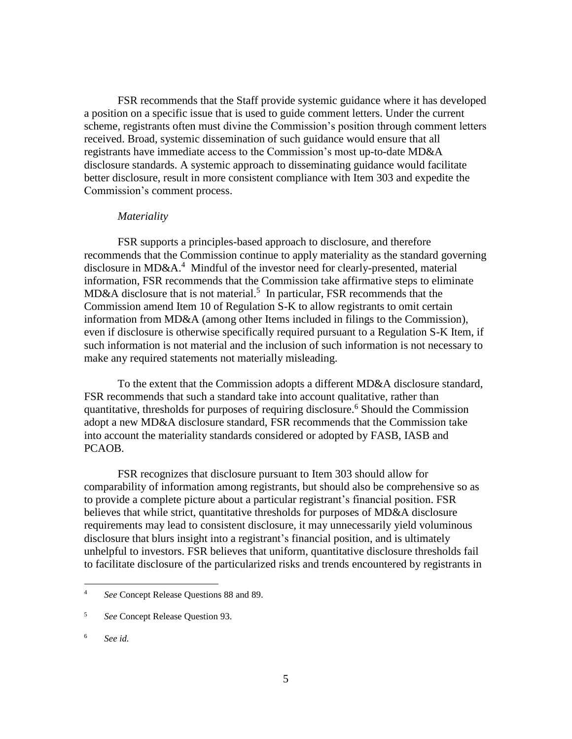FSR recommends that the Staff provide systemic guidance where it has developed a position on a specific issue that is used to guide comment letters. Under the current scheme, registrants often must divine the Commission's position through comment letters received. Broad, systemic dissemination of such guidance would ensure that all registrants have immediate access to the Commission's most up-to-date MD&A disclosure standards. A systemic approach to disseminating guidance would facilitate better disclosure, result in more consistent compliance with Item 303 and expedite the Commission's comment process.

*Materiality*

FSR supports a principles-based approach to disclosure, and therefore recommends that the Commission continue to apply materiality as the standard governing disclosure in MD&A.[4] Mindful of the investor need for clearly-presented, material information, FSR recommends that the Commission take affirmative steps to eliminate MD&A disclosure that is not material.[5] In particular, FSR recommends that the Commission amend Item 10 of Regulation S-K to allow registrants to omit certain information from MD&A (among other Items included in filings to the Commission), even if disclosure is otherwise specifically required pursuant to a Regulation S-K Item, if such information is not material and the inclusion of such information is not necessary to make any required statements not materially misleading.

To the extent that the Commission adopts a different MD&A disclosure standard, FSR recommends that such a standard take into account qualitative, rather than quantitative, thresholds for purposes of requiring disclosure.[6] Should the Commission adopt a new MD&A disclosure standard, FSR recommends that the Commission take into account the materiality standards considered or adopted by FASB, IASB and PCAOB.

FSR recognizes that disclosure pursuant to Item 303 should allow for comparability of information among registrants, but should also be comprehensive so as to provide a complete picture about a particular registrant's financial position. FSR believes that while strict, quantitative thresholds for purposes of MD&A disclosure requirements may lead to consistent disclosure, it may unnecessarily yield voluminous disclosure that blurs insight into a registrant's financial position, and is ultimately unhelpful to investors. FSR believes that uniform, quantitative disclosure thresholds fail to facilitate disclosure of the particularized risks and trends encountered by registrants in

---

[4] *See* Concept Release Questions 88 and 89.

[5] *See* Concept Release Question 93.

[6] *See id.*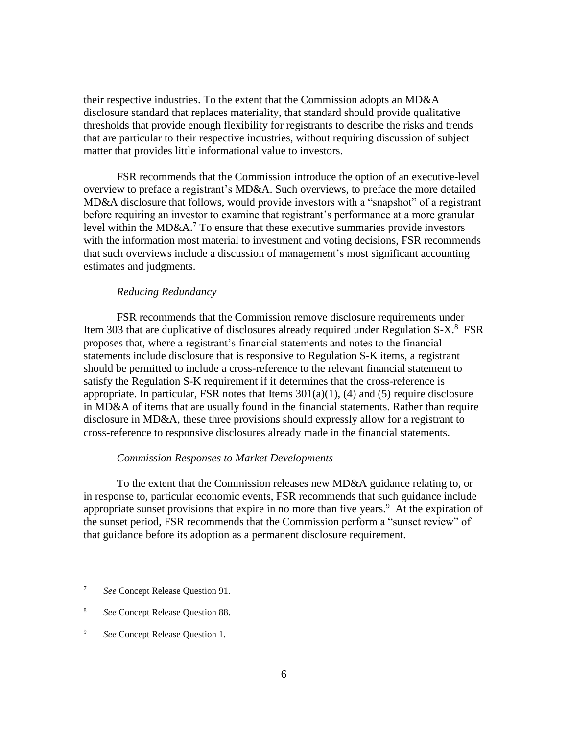their respective industries. To the extent that the Commission adopts an MD&A disclosure standard that replaces materiality, that standard should provide qualitative thresholds that provide enough flexibility for registrants to describe the risks and trends that are particular to their respective industries, without requiring discussion of subject matter that provides little informational value to investors.

FSR recommends that the Commission introduce the option of an executive-level overview to preface a registrant's MD&A. Such overviews, to preface the more detailed MD&A disclosure that follows, would provide investors with a "snapshot" of a registrant before requiring an investor to examine that registrant's performance at a more granular level within the MD&A.[7] To ensure that these executive summaries provide investors with the information most material to investment and voting decisions, FSR recommends that such overviews include a discussion of management's most significant accounting estimates and judgments.

*Reducing Redundancy*

FSR recommends that the Commission remove disclosure requirements under Item 303 that are duplicative of disclosures already required under Regulation S-X.[8] FSR proposes that, where a registrant's financial statements and notes to the financial statements include disclosure that is responsive to Regulation S-K items, a registrant should be permitted to include a cross-reference to the relevant financial statement to satisfy the Regulation S-K requirement if it determines that the cross-reference is appropriate. In particular, FSR notes that Items 301(a)(1), (4) and (5) require disclosure in MD&A of items that are usually found in the financial statements. Rather than require disclosure in MD&A, these three provisions should expressly allow for a registrant to cross-reference to responsive disclosures already made in the financial statements.

*Commission Responses to Market Developments*

To the extent that the Commission releases new MD&A guidance relating to, or in response to, particular economic events, FSR recommends that such guidance include appropriate sunset provisions that expire in no more than five years.[9] At the expiration of the sunset period, FSR recommends that the Commission perform a "sunset review" of that guidance before its adoption as a permanent disclosure requirement.

---

[7] *See* Concept Release Question 91.

[8] *See* Concept Release Question 88.

[9] *See* Concept Release Question 1.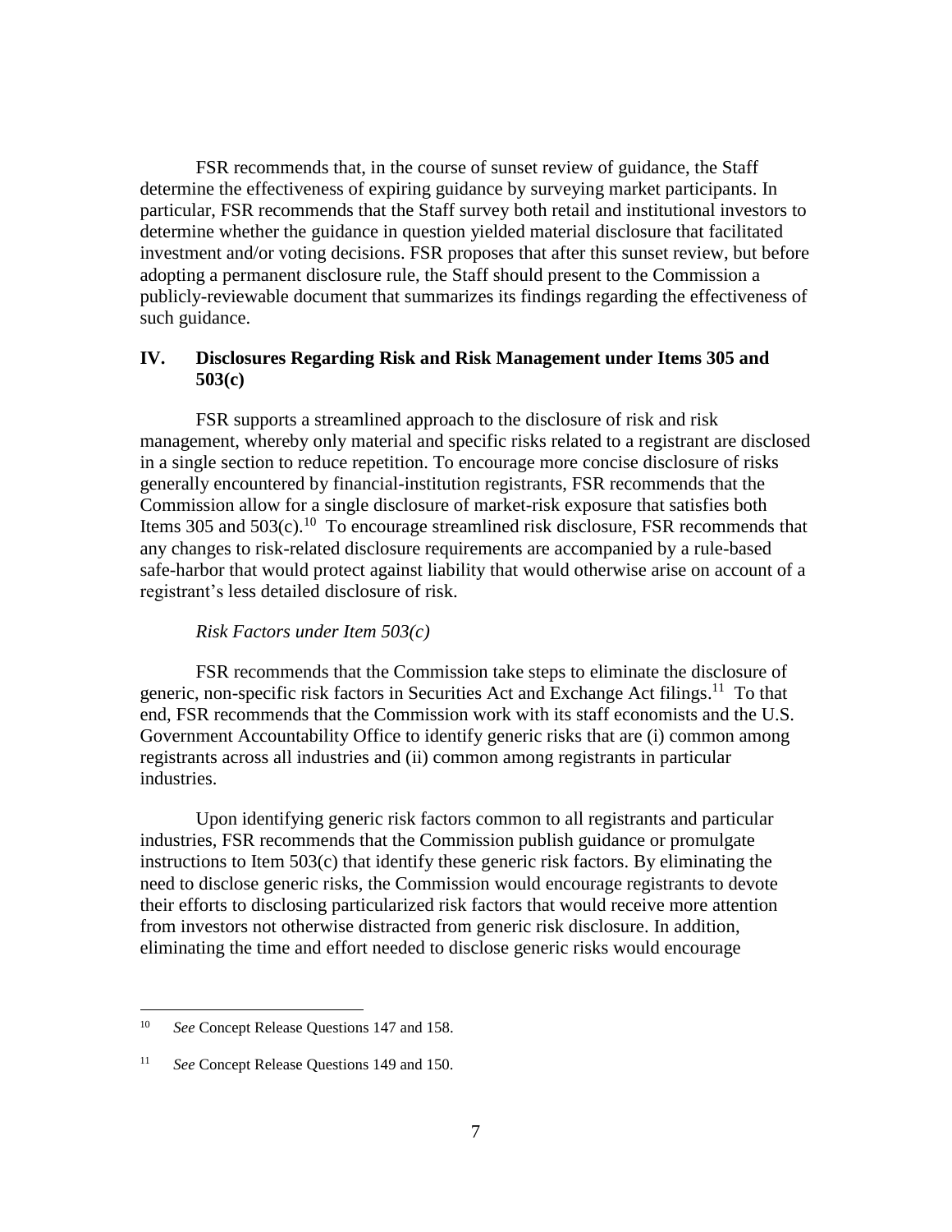FSR recommends that, in the course of sunset review of guidance, the Staff determine the effectiveness of expiring guidance by surveying market participants. In particular, FSR recommends that the Staff survey both retail and institutional investors to determine whether the guidance in question yielded material disclosure that facilitated investment and/or voting decisions. FSR proposes that after this sunset review, but before adopting a permanent disclosure rule, the Staff should present to the Commission a publicly-reviewable document that summarizes its findings regarding the effectiveness of such guidance.

## IV. Disclosures Regarding Risk and Risk Management under Items 305 and 503(c)

FSR supports a streamlined approach to the disclosure of risk and risk management, whereby only material and specific risks related to a registrant are disclosed in a single section to reduce repetition. To encourage more concise disclosure of risks generally encountered by financial-institution registrants, FSR recommends that the Commission allow for a single disclosure of market-risk exposure that satisfies both Items 305 and 503(c).[10] To encourage streamlined risk disclosure, FSR recommends that any changes to risk-related disclosure requirements are accompanied by a rule-based safe-harbor that would protect against liability that would otherwise arise on account of a registrant's less detailed disclosure of risk.

*Risk Factors under Item 503(c)*

FSR recommends that the Commission take steps to eliminate the disclosure of generic, non-specific risk factors in Securities Act and Exchange Act filings.[11] To that end, FSR recommends that the Commission work with its staff economists and the U.S. Government Accountability Office to identify generic risks that are (i) common among registrants across all industries and (ii) common among registrants in particular industries.

Upon identifying generic risk factors common to all registrants and particular industries, FSR recommends that the Commission publish guidance or promulgate instructions to Item 503(c) that identify these generic risk factors. By eliminating the need to disclose generic risks, the Commission would encourage registrants to devote their efforts to disclosing particularized risk factors that would receive more attention from investors not otherwise distracted from generic risk disclosure. In addition, eliminating the time and effort needed to disclose generic risks would encourage

---

[10] *See* Concept Release Questions 147 and 158.

[11] *See* Concept Release Questions 149 and 150.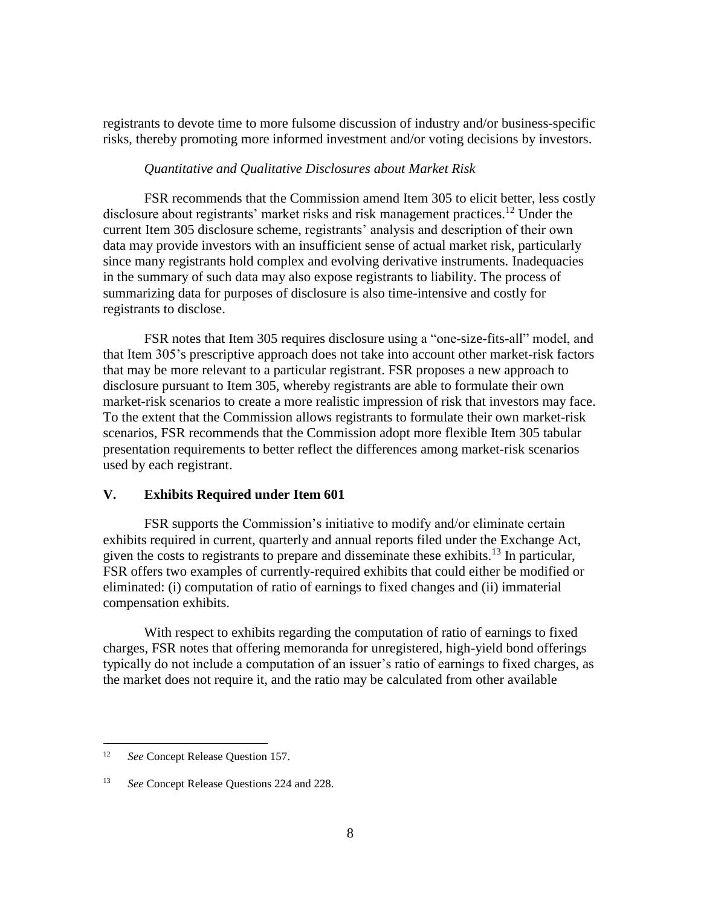registrants to devote time to more fulsome discussion of industry and/or business-specific risks, thereby promoting more informed investment and/or voting decisions by investors.

*Quantitative and Qualitative Disclosures about Market Risk*

FSR recommends that the Commission amend Item 305 to elicit better, less costly disclosure about registrants' market risks and risk management practices.[12] Under the current Item 305 disclosure scheme, registrants' analysis and description of their own data may provide investors with an insufficient sense of actual market risk, particularly since many registrants hold complex and evolving derivative instruments. Inadequacies in the summary of such data may also expose registrants to liability. The process of summarizing data for purposes of disclosure is also time-intensive and costly for registrants to disclose.

FSR notes that Item 305 requires disclosure using a "one-size-fits-all" model, and that Item 305's prescriptive approach does not take into account other market-risk factors that may be more relevant to a particular registrant. FSR proposes a new approach to disclosure pursuant to Item 305, whereby registrants are able to formulate their own market-risk scenarios to create a more realistic impression of risk that investors may face. To the extent that the Commission allows registrants to formulate their own market-risk scenarios, FSR recommends that the Commission adopt more flexible Item 305 tabular presentation requirements to better reflect the differences among market-risk scenarios used by each registrant.

## V. Exhibits Required under Item 601

FSR supports the Commission's initiative to modify and/or eliminate certain exhibits required in current, quarterly and annual reports filed under the Exchange Act, given the costs to registrants to prepare and disseminate these exhibits.[13] In particular, FSR offers two examples of currently-required exhibits that could either be modified or eliminated: (i) computation of ratio of earnings to fixed changes and (ii) immaterial compensation exhibits.

With respect to exhibits regarding the computation of ratio of earnings to fixed charges, FSR notes that offering memoranda for unregistered, high-yield bond offerings typically do not include a computation of an issuer's ratio of earnings to fixed charges, as the market does not require it, and the ratio may be calculated from other available

---

[12] *See* Concept Release Question 157.

[13] *See* Concept Release Questions 224 and 228.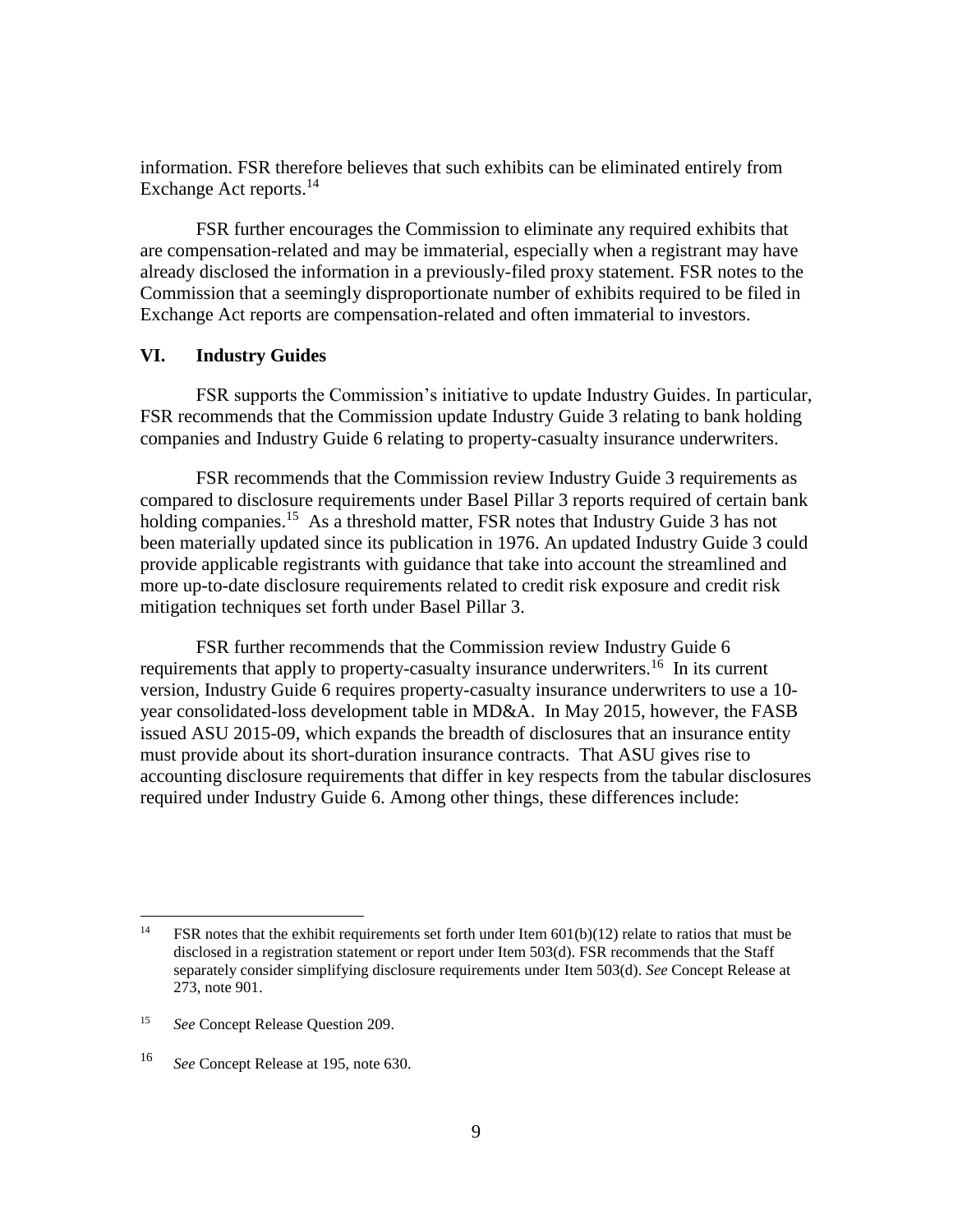information. FSR therefore believes that such exhibits can be eliminated entirely from Exchange Act reports.[14]

FSR further encourages the Commission to eliminate any required exhibits that are compensation-related and may be immaterial, especially when a registrant may have already disclosed the information in a previously-filed proxy statement. FSR notes to the Commission that a seemingly disproportionate number of exhibits required to be filed in Exchange Act reports are compensation-related and often immaterial to investors.

## VI. Industry Guides

FSR supports the Commission's initiative to update Industry Guides. In particular, FSR recommends that the Commission update Industry Guide 3 relating to bank holding companies and Industry Guide 6 relating to property-casualty insurance underwriters.

FSR recommends that the Commission review Industry Guide 3 requirements as compared to disclosure requirements under Basel Pillar 3 reports required of certain bank holding companies.[15] As a threshold matter, FSR notes that Industry Guide 3 has not been materially updated since its publication in 1976. An updated Industry Guide 3 could provide applicable registrants with guidance that take into account the streamlined and more up-to-date disclosure requirements related to credit risk exposure and credit risk mitigation techniques set forth under Basel Pillar 3.

FSR further recommends that the Commission review Industry Guide 6 requirements that apply to property-casualty insurance underwriters.[16] In its current version, Industry Guide 6 requires property-casualty insurance underwriters to use a 10-year consolidated-loss development table in MD&A. In May 2015, however, the FASB issued ASU 2015-09, which expands the breadth of disclosures that an insurance entity must provide about its short-duration insurance contracts. That ASU gives rise to accounting disclosure requirements that differ in key respects from the tabular disclosures required under Industry Guide 6. Among other things, these differences include:

---

[14] FSR notes that the exhibit requirements set forth under Item 601(b)(12) relate to ratios that must be disclosed in a registration statement or report under Item 503(d). FSR recommends that the Staff separately consider simplifying disclosure requirements under Item 503(d). *See* Concept Release at 273, note 901.

[15] *See* Concept Release Question 209.

[16] *See* Concept Release at 195, note 630.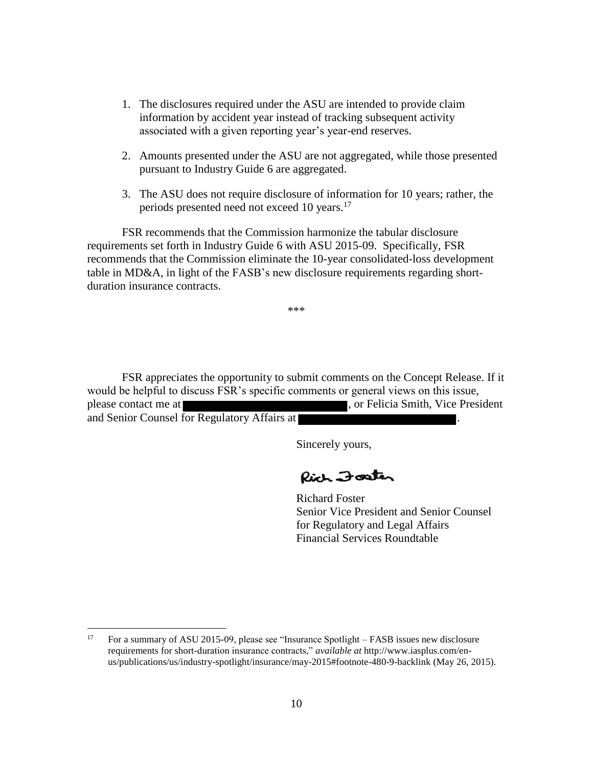1. The disclosures required under the ASU are intended to provide claim information by accident year instead of tracking subsequent activity associated with a given reporting year's year-end reserves.

2. Amounts presented under the ASU are not aggregated, while those presented pursuant to Industry Guide 6 are aggregated.

3. The ASU does not require disclosure of information for 10 years; rather, the periods presented need not exceed 10 years.[17]

FSR recommends that the Commission harmonize the tabular disclosure requirements set forth in Industry Guide 6 with ASU 2015-09. Specifically, FSR recommends that the Commission eliminate the 10-year consolidated-loss development table in MD&A, in light of the FASB's new disclosure requirements regarding short-duration insurance contracts.

***

FSR appreciates the opportunity to submit comments on the Concept Release. If it would be helpful to discuss FSR's specific comments or general views on this issue, please contact me at [redacted], or Felicia Smith, Vice President and Senior Counsel for Regulatory Affairs at [redacted].

Sincerely yours,

Rich Foster

Richard Foster
Senior Vice President and Senior Counsel
for Regulatory and Legal Affairs
Financial Services Roundtable

---

[17] For a summary of ASU 2015-09, please see "Insurance Spotlight – FASB issues new disclosure requirements for short-duration insurance contracts," *available at* http://www.iasplus.com/en-us/publications/us/industry-spotlight/insurance/may-2015#footnote-480-9-backlink (May 26, 2015).